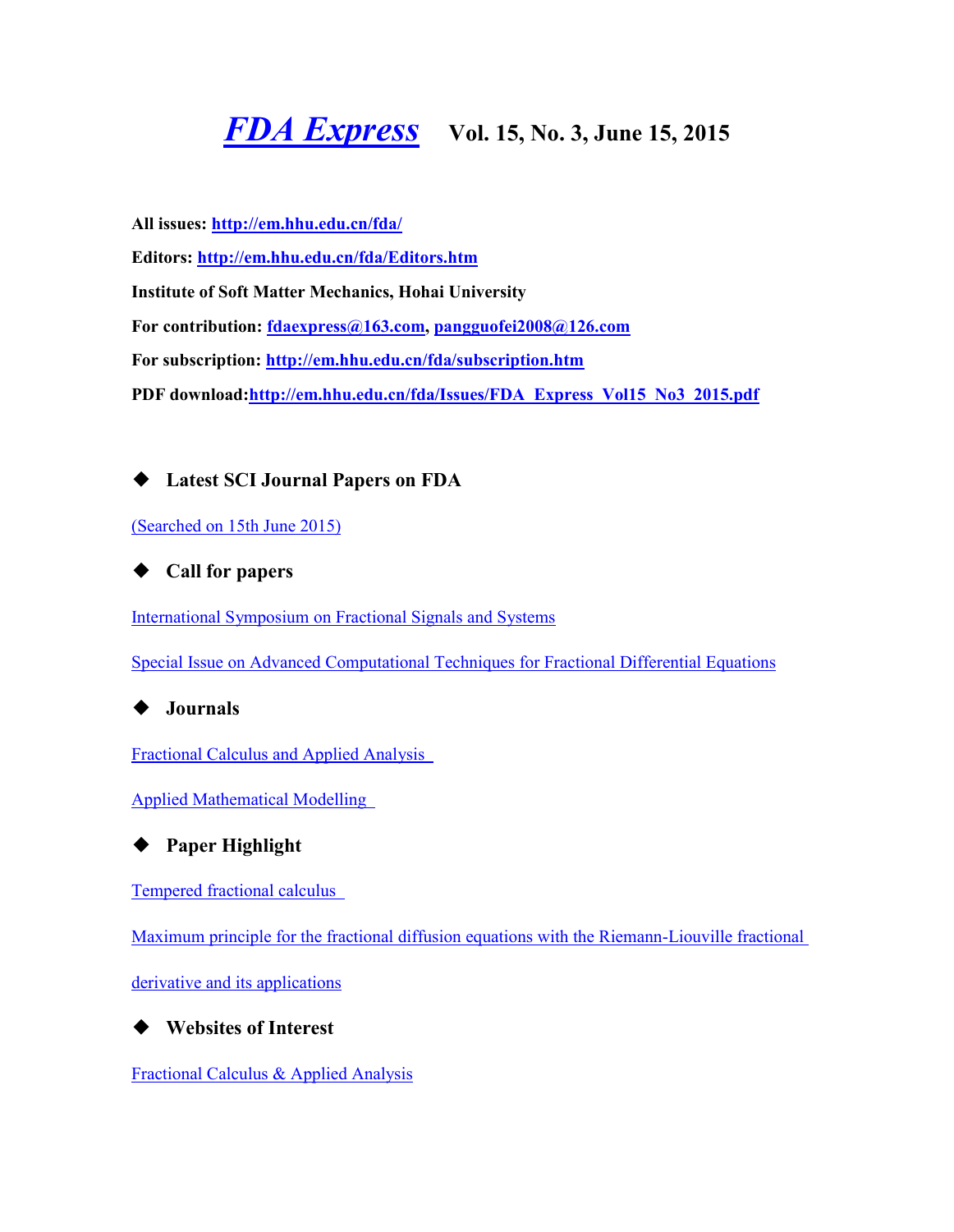# *FDA Express* Vol. 15, No. 3, June 15, 2015

**All issues: http://em.hhu.edu.cn/fda/**

**Editors: http://em.hhu.edu.cn/fda/Editors.htm**

**Institute of Soft Matter Mechanics, Hohai University**

**For contribution: fdaexpress@163.com, pangguofei2008@126.com**

**For subscription: http://em.hhu.edu.cn/fda/subscription.htm**

**PDF download: http://em.hhu.edu.cn/fda/Issues/FDA_Express_Vol15_No3_2015.pdf**

## ◆ Latest SCI Journal Papers on FDA

(Searched on 15th June 2015)

## ◆ Call for papers

International Symposium on Fractional Signals and Systems

Special Issue on Advanced Computational Techniques for Fractional Differential Equations

## ◆ Journals

Fractional Calculus and Applied Analysis

Applied Mathematical Modelling

## ◆ Paper Highlight

Tempered fractional calculus

Maximum principle for the fractional diffusion equations with the Riemann-Liouville fractional derivative and its applications

## ◆ Websites of Interest

Fractional Calculus & Applied Analysis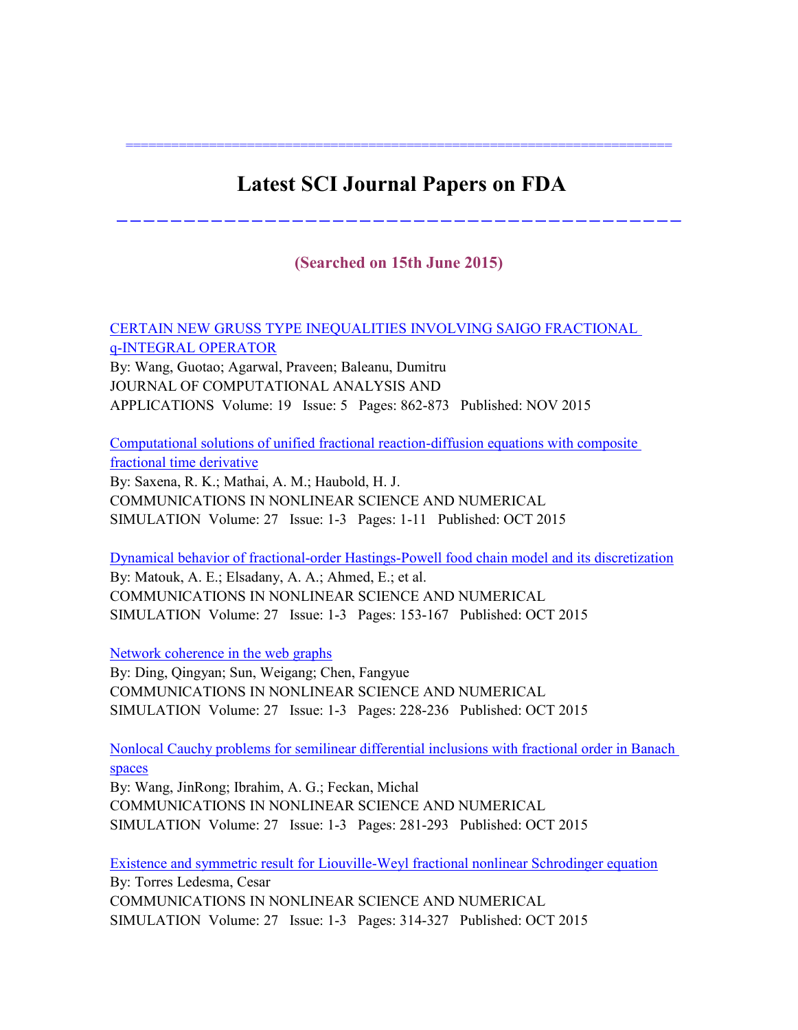# Latest SCI Journal Papers on FDA

**(Searched on 15th June 2015)**

CERTAIN NEW GRUSS TYPE INEQUALITIES INVOLVING SAIGO FRACTIONAL q-INTEGRAL OPERATOR
By: Wang, Guotao; Agarwal, Praveen; Baleanu, Dumitru
JOURNAL OF COMPUTATIONAL ANALYSIS AND APPLICATIONS Volume: 19 Issue: 5 Pages: 862-873 Published: NOV 2015

Computational solutions of unified fractional reaction-diffusion equations with composite fractional time derivative
By: Saxena, R. K.; Mathai, A. M.; Haubold, H. J.
COMMUNICATIONS IN NONLINEAR SCIENCE AND NUMERICAL SIMULATION Volume: 27 Issue: 1-3 Pages: 1-11 Published: OCT 2015

Dynamical behavior of fractional-order Hastings-Powell food chain model and its discretization
By: Matouk, A. E.; Elsadany, A. A.; Ahmed, E.; et al.
COMMUNICATIONS IN NONLINEAR SCIENCE AND NUMERICAL SIMULATION Volume: 27 Issue: 1-3 Pages: 153-167 Published: OCT 2015

Network coherence in the web graphs
By: Ding, Qingyan; Sun, Weigang; Chen, Fangyue
COMMUNICATIONS IN NONLINEAR SCIENCE AND NUMERICAL SIMULATION Volume: 27 Issue: 1-3 Pages: 228-236 Published: OCT 2015

Nonlocal Cauchy problems for semilinear differential inclusions with fractional order in Banach spaces
By: Wang, JinRong; Ibrahim, A. G.; Feckan, Michal
COMMUNICATIONS IN NONLINEAR SCIENCE AND NUMERICAL SIMULATION Volume: 27 Issue: 1-3 Pages: 281-293 Published: OCT 2015

Existence and symmetric result for Liouville-Weyl fractional nonlinear Schrodinger equation
By: Torres Ledesma, Cesar
COMMUNICATIONS IN NONLINEAR SCIENCE AND NUMERICAL SIMULATION Volume: 27 Issue: 1-3 Pages: 314-327 Published: OCT 2015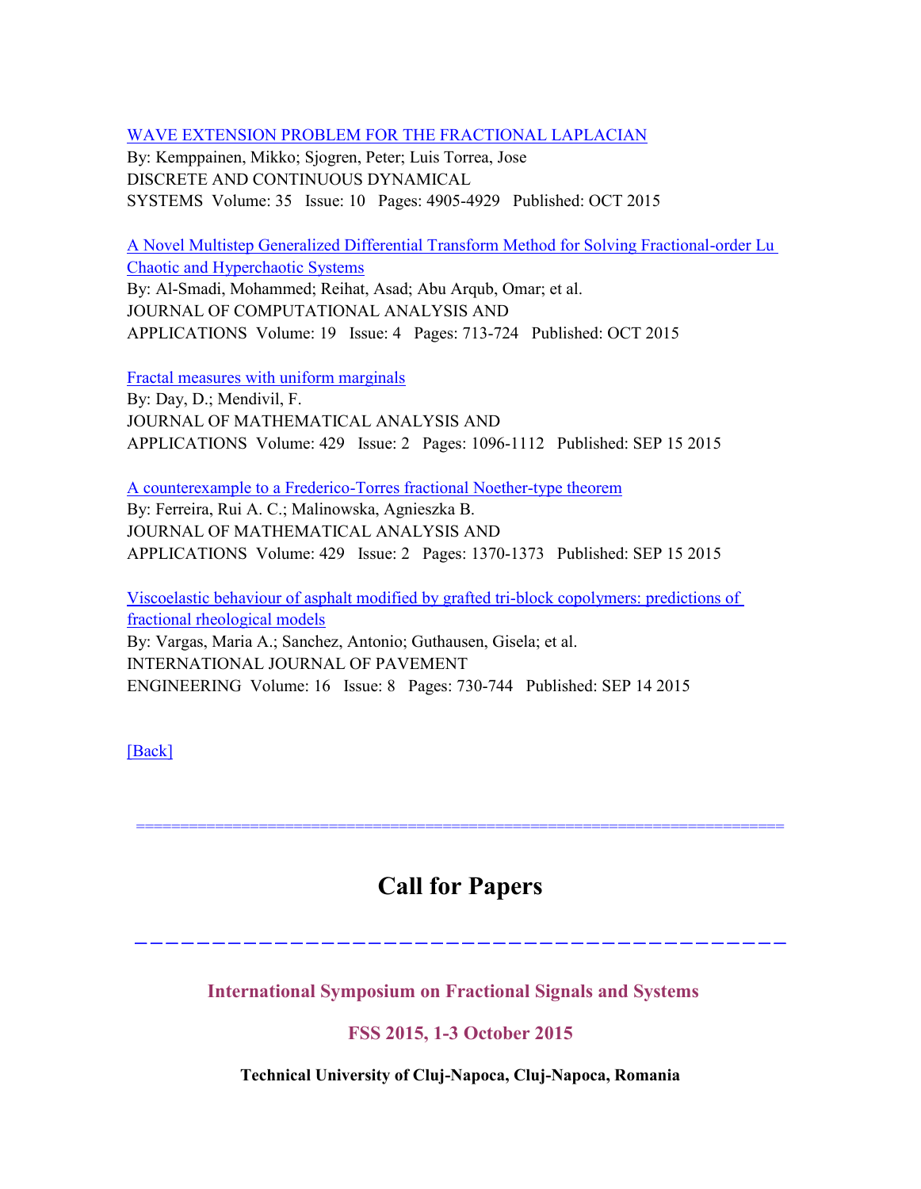[WAVE EXTENSION PROBLEM FOR THE FRACTIONAL LAPLACIAN]
By: Kemppainen, Mikko; Sjogren, Peter; Luis Torrea, Jose
DISCRETE AND CONTINUOUS DYNAMICAL SYSTEMS Volume: 35 Issue: 10 Pages: 4905-4929 Published: OCT 2015

[A Novel Multistep Generalized Differential Transform Method for Solving Fractional-order Lu Chaotic and Hyperchaotic Systems]
By: Al-Smadi, Mohammed; Reihat, Asad; Abu Arqub, Omar; et al.
JOURNAL OF COMPUTATIONAL ANALYSIS AND APPLICATIONS Volume: 19 Issue: 4 Pages: 713-724 Published: OCT 2015

[Fractal measures with uniform marginals]
By: Day, D.; Mendivil, F.
JOURNAL OF MATHEMATICAL ANALYSIS AND APPLICATIONS Volume: 429 Issue: 2 Pages: 1096-1112 Published: SEP 15 2015

[A counterexample to a Frederico-Torres fractional Noether-type theorem]
By: Ferreira, Rui A. C.; Malinowska, Agnieszka B.
JOURNAL OF MATHEMATICAL ANALYSIS AND APPLICATIONS Volume: 429 Issue: 2 Pages: 1370-1373 Published: SEP 15 2015

[Viscoelastic behaviour of asphalt modified by grafted tri-block copolymers: predictions of fractional rheological models]
By: Vargas, Maria A.; Sanchez, Antonio; Guthausen, Gisela; et al.
INTERNATIONAL JOURNAL OF PAVEMENT ENGINEERING Volume: 16 Issue: 8 Pages: 730-744 Published: SEP 14 2015

[Back]

==========================================================================

# Call for Papers

---

### International Symposium on Fractional Signals and Systems

### FSS 2015, 1-3 October 2015

**Technical University of Cluj-Napoca, Cluj-Napoca, Romania**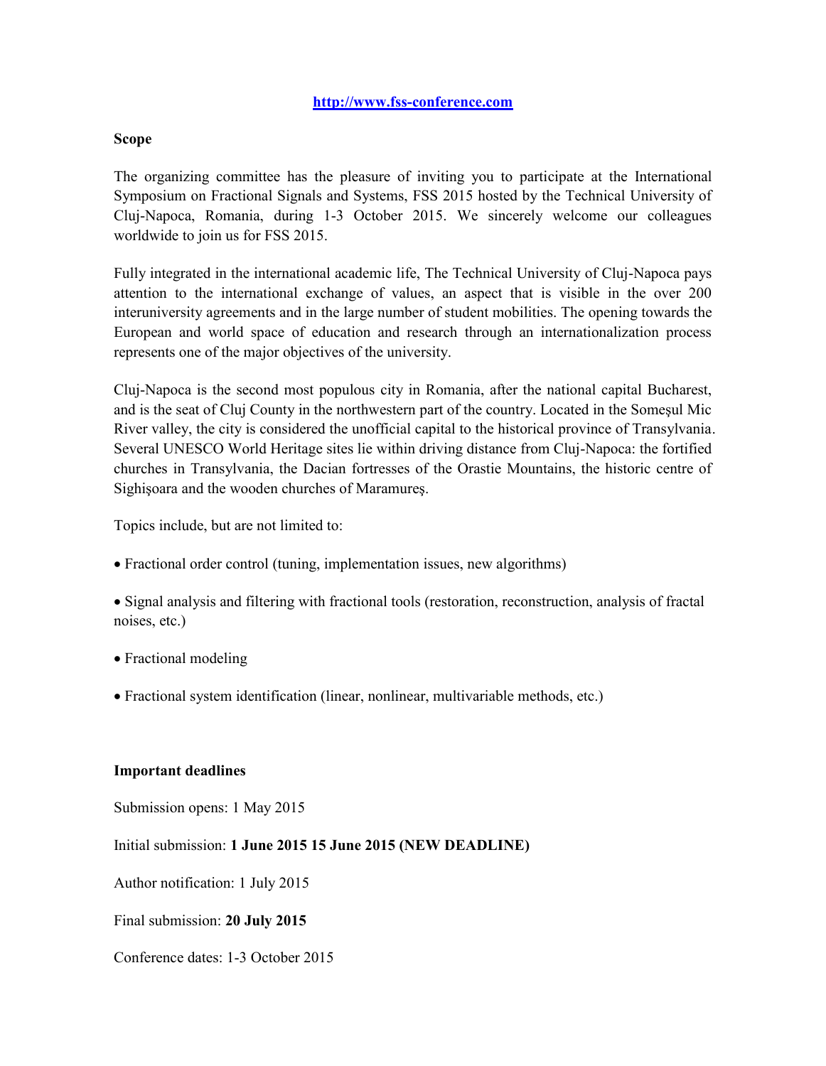[http://www.fss-conference.com](http://www.fss-conference.com)

**Scope**

The organizing committee has the pleasure of inviting you to participate at the International Symposium on Fractional Signals and Systems, FSS 2015 hosted by the Technical University of Cluj-Napoca, Romania, during 1-3 October 2015. We sincerely welcome our colleagues worldwide to join us for FSS 2015.

Fully integrated in the international academic life, The Technical University of Cluj-Napoca pays attention to the international exchange of values, an aspect that is visible in the over 200 interuniversity agreements and in the large number of student mobilities. The opening towards the European and world space of education and research through an internationalization process represents one of the major objectives of the university.

Cluj-Napoca is the second most populous city in Romania, after the national capital Bucharest, and is the seat of Cluj County in the northwestern part of the country. Located in the Someşul Mic River valley, the city is considered the unofficial capital to the historical province of Transylvania. Several UNESCO World Heritage sites lie within driving distance from Cluj-Napoca: the fortified churches in Transylvania, the Dacian fortresses of the Orastie Mountains, the historic centre of Sighişoara and the wooden churches of Maramureş.

Topics include, but are not limited to:

- Fractional order control (tuning, implementation issues, new algorithms)
- Signal analysis and filtering with fractional tools (restoration, reconstruction, analysis of fractal noises, etc.)
- Fractional modeling
- Fractional system identification (linear, nonlinear, multivariable methods, etc.)

**Important deadlines**

Submission opens: 1 May 2015

Initial submission: **1 June 2015 15 June 2015 (NEW DEADLINE)**

Author notification: 1 July 2015

Final submission: **20 July 2015**

Conference dates: 1-3 October 2015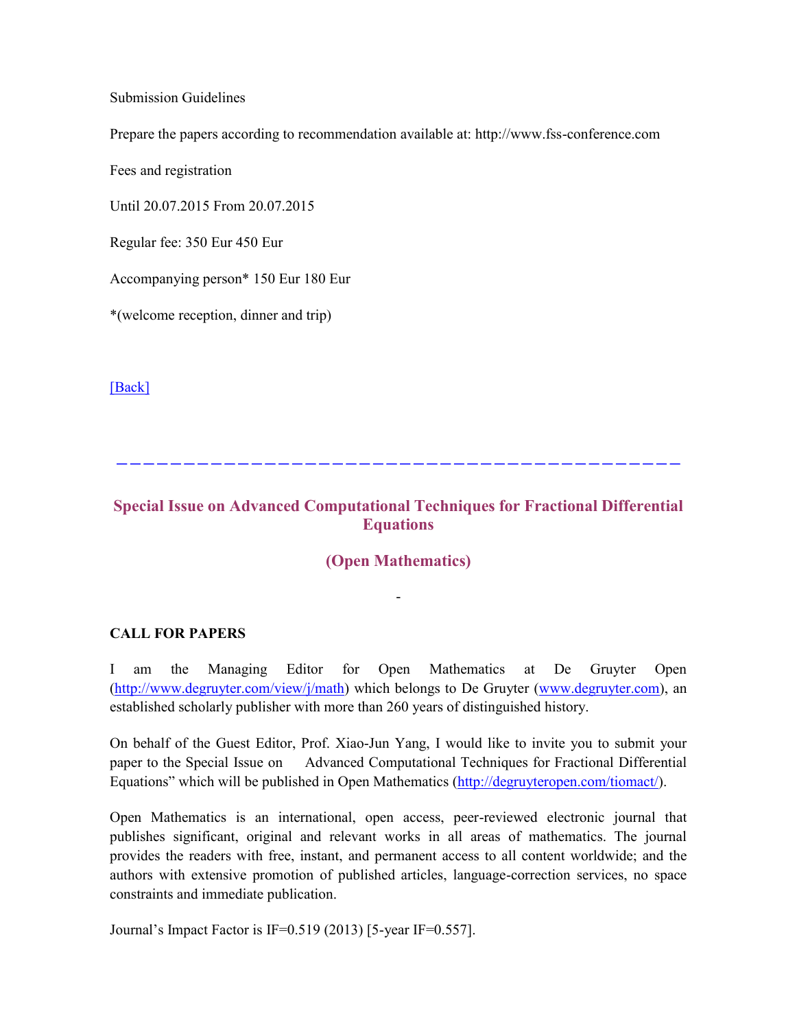Submission Guidelines

Prepare the papers according to recommendation available at: http://www.fss-conference.com

Fees and registration

Until 20.07.2015 From 20.07.2015

Regular fee: 350 Eur 450 Eur

Accompanying person* 150 Eur 180 Eur

*(welcome reception, dinner and trip)

[Back]

---

## Special Issue on Advanced Computational Techniques for Fractional Differential Equations

## (Open Mathematics)

-

**CALL FOR PAPERS**

I am the Managing Editor for Open Mathematics at De Gruyter Open (http://www.degruyter.com/view/j/math) which belongs to De Gruyter (www.degruyter.com), an established scholarly publisher with more than 260 years of distinguished history.

On behalf of the Guest Editor, Prof. Xiao-Jun Yang, I would like to invite you to submit your paper to the Special Issue on Advanced Computational Techniques for Fractional Differential Equations" which will be published in Open Mathematics (http://degruyteropen.com/tiomact/).

Open Mathematics is an international, open access, peer-reviewed electronic journal that publishes significant, original and relevant works in all areas of mathematics. The journal provides the readers with free, instant, and permanent access to all content worldwide; and the authors with extensive promotion of published articles, language-correction services, no space constraints and immediate publication.

Journal's Impact Factor is IF=0.519 (2013) [5-year IF=0.557].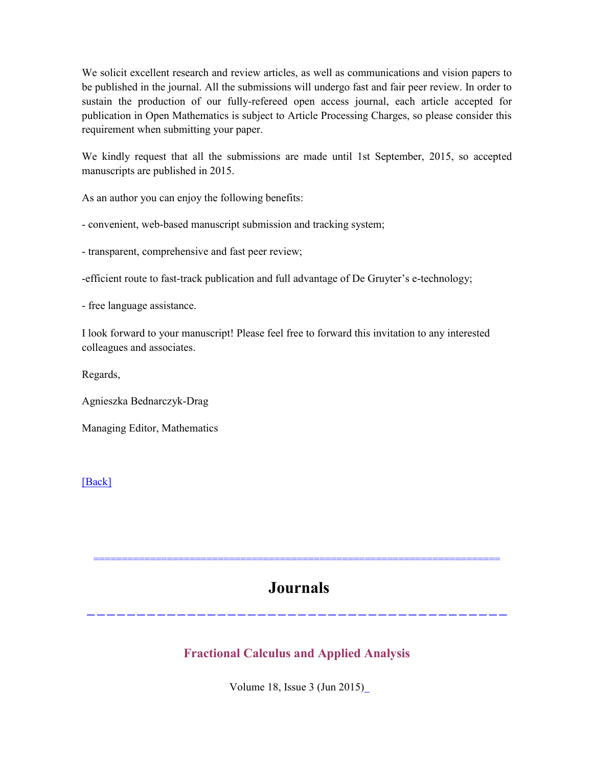We solicit excellent research and review articles, as well as communications and vision papers to be published in the journal. All the submissions will undergo fast and fair peer review. In order to sustain the production of our fully-refereed open access journal, each article accepted for publication in Open Mathematics is subject to Article Processing Charges, so please consider this requirement when submitting your paper.

We kindly request that all the submissions are made until 1st September, 2015, so accepted manuscripts are published in 2015.

As an author you can enjoy the following benefits:

- convenient, web-based manuscript submission and tracking system;

- transparent, comprehensive and fast peer review;

-efficient route to fast-track publication and full advantage of De Gruyter's e-technology;

- free language assistance.

I look forward to your manuscript! Please feel free to forward this invitation to any interested colleagues and associates.

Regards,

Agnieszka Bednarczyk-Drag

Managing Editor, Mathematics

[Back]

---

# Journals

---

## Fractional Calculus and Applied Analysis

Volume 18, Issue 3 (Jun 2015)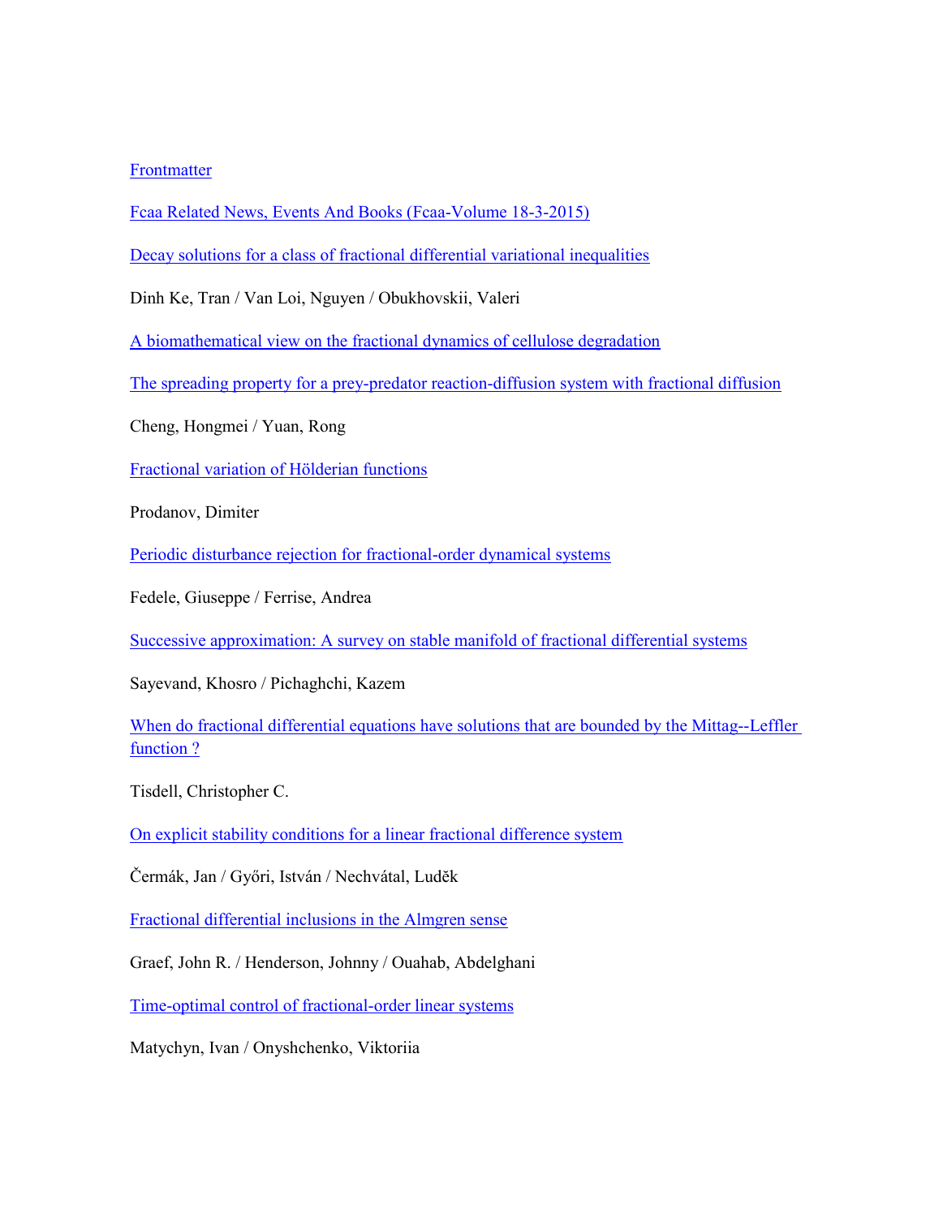Frontmatter

Fcaa Related News, Events And Books (Fcaa-Volume 18-3-2015)

Decay solutions for a class of fractional differential variational inequalities

Dinh Ke, Tran / Van Loi, Nguyen / Obukhovskii, Valeri

A biomathematical view on the fractional dynamics of cellulose degradation

The spreading property for a prey-predator reaction-diffusion system with fractional diffusion

Cheng, Hongmei / Yuan, Rong

Fractional variation of Hölderian functions

Prodanov, Dimiter

Periodic disturbance rejection for fractional-order dynamical systems

Fedele, Giuseppe / Ferrise, Andrea

Successive approximation: A survey on stable manifold of fractional differential systems

Sayevand, Khosro / Pichaghchi, Kazem

When do fractional differential equations have solutions that are bounded by the Mittag--Leffler function ?

Tisdell, Christopher C.

On explicit stability conditions for a linear fractional difference system

Čermák, Jan / Győri, István / Nechvátal, Luděk

Fractional differential inclusions in the Almgren sense

Graef, John R. / Henderson, Johnny / Ouahab, Abdelghani

Time-optimal control of fractional-order linear systems

Matychyn, Ivan / Onyshchenko, Viktoriia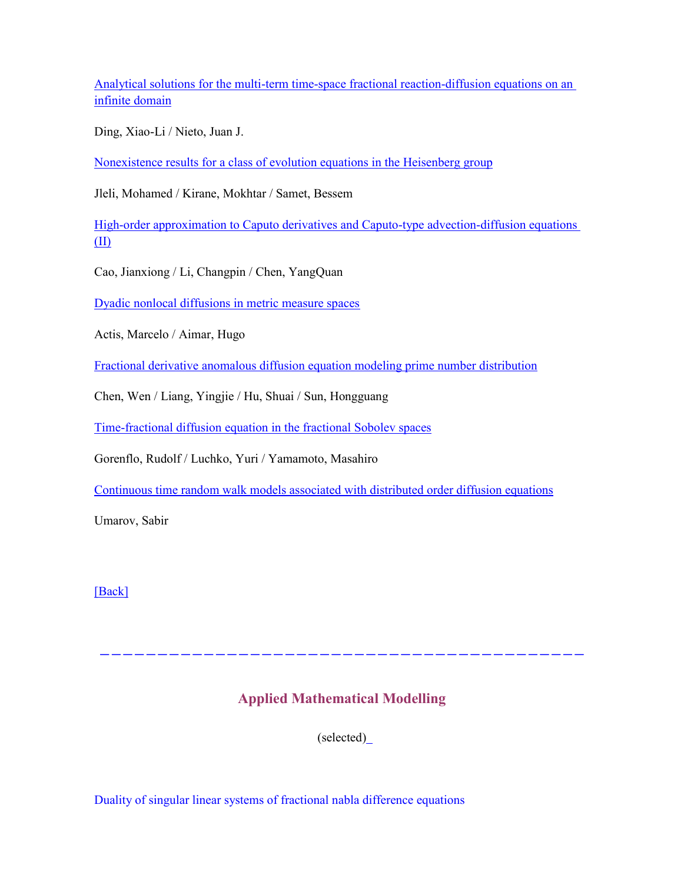[Analytical solutions for the multi-term time-space fractional reaction-diffusion equations on an infinite domain]

Ding, Xiao-Li / Nieto, Juan J.

[Nonexistence results for a class of evolution equations in the Heisenberg group]

Jleli, Mohamed / Kirane, Mokhtar / Samet, Bessem

[High-order approximation to Caputo derivatives and Caputo-type advection-diffusion equations (II)]

Cao, Jianxiong / Li, Changpin / Chen, YangQuan

[Dyadic nonlocal diffusions in metric measure spaces]

Actis, Marcelo / Aimar, Hugo

[Fractional derivative anomalous diffusion equation modeling prime number distribution]

Chen, Wen / Liang, Yingjie / Hu, Shuai / Sun, Hongguang

[Time-fractional diffusion equation in the fractional Sobolev spaces]

Gorenflo, Rudolf / Luchko, Yuri / Yamamoto, Masahiro

[Continuous time random walk models associated with distributed order diffusion equations]

Umarov, Sabir

[Back]

---

## Applied Mathematical Modelling

(selected)_

Duality of singular linear systems of fractional nabla difference equations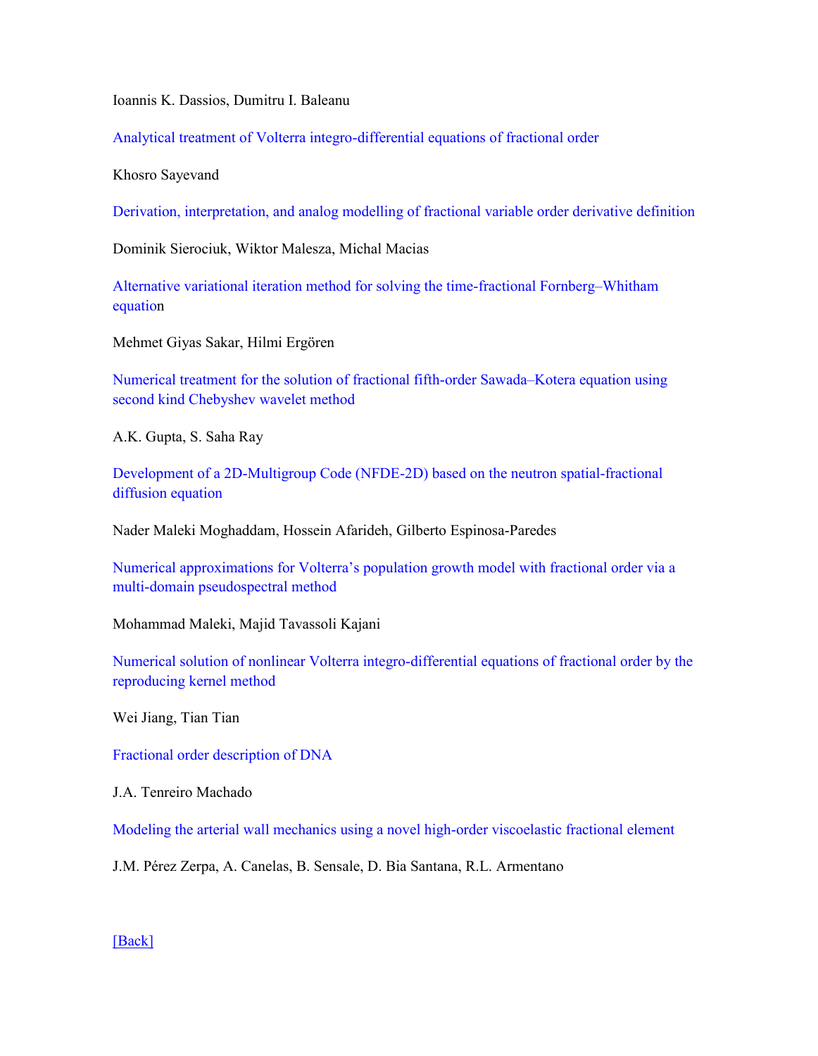Ioannis K. Dassios, Dumitru I. Baleanu

Analytical treatment of Volterra integro-differential equations of fractional order

Khosro Sayevand

Derivation, interpretation, and analog modelling of fractional variable order derivative definition

Dominik Sierociuk, Wiktor Malesza, Michal Macias

Alternative variational iteration method for solving the time-fractional Fornberg–Whitham equation

Mehmet Giyas Sakar, Hilmi Ergören

Numerical treatment for the solution of fractional fifth-order Sawada–Kotera equation using second kind Chebyshev wavelet method

A.K. Gupta, S. Saha Ray

Development of a 2D-Multigroup Code (NFDE-2D) based on the neutron spatial-fractional diffusion equation

Nader Maleki Moghaddam, Hossein Afarideh, Gilberto Espinosa-Paredes

Numerical approximations for Volterra's population growth model with fractional order via a multi-domain pseudospectral method

Mohammad Maleki, Majid Tavassoli Kajani

Numerical solution of nonlinear Volterra integro-differential equations of fractional order by the reproducing kernel method

Wei Jiang, Tian Tian

Fractional order description of DNA

J.A. Tenreiro Machado

Modeling the arterial wall mechanics using a novel high-order viscoelastic fractional element

J.M. Pérez Zerpa, A. Canelas, B. Sensale, D. Bia Santana, R.L. Armentano

[Back]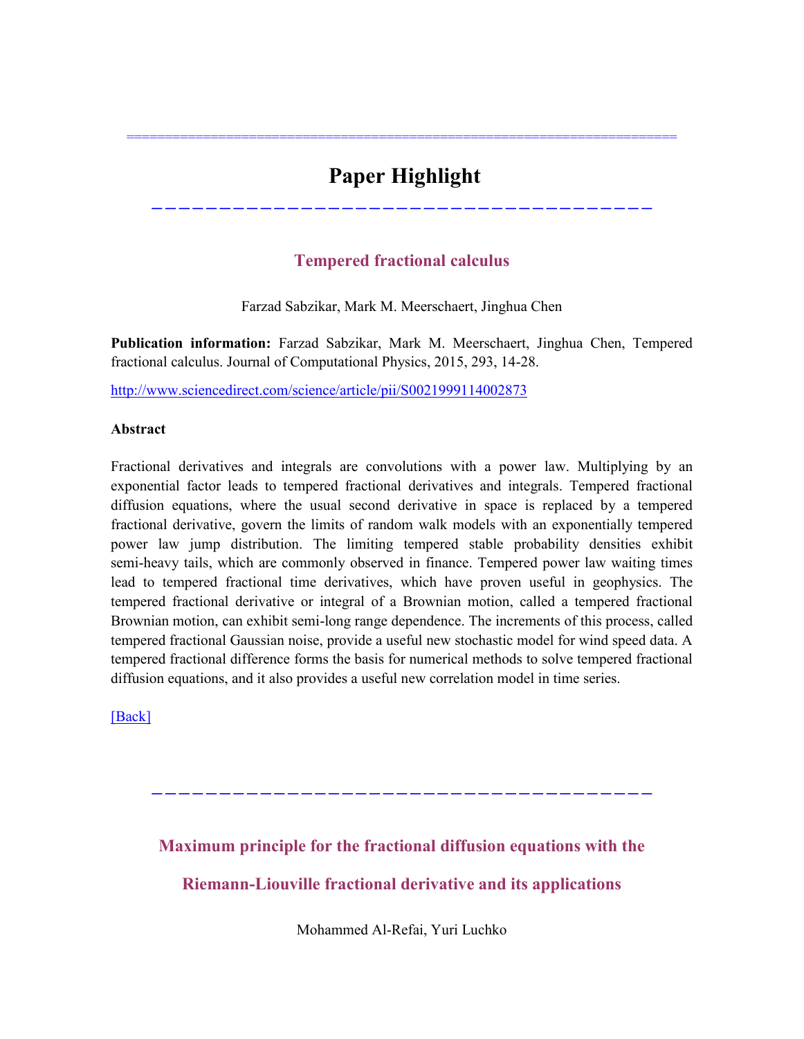# Paper Highlight

## Tempered fractional calculus

Farzad Sabzikar, Mark M. Meerschaert, Jinghua Chen

**Publication information:** Farzad Sabzikar, Mark M. Meerschaert, Jinghua Chen, Tempered fractional calculus. Journal of Computational Physics, 2015, 293, 14-28.

http://www.sciencedirect.com/science/article/pii/S0021999114002873

**Abstract**

Fractional derivatives and integrals are convolutions with a power law. Multiplying by an exponential factor leads to tempered fractional derivatives and integrals. Tempered fractional diffusion equations, where the usual second derivative in space is replaced by a tempered fractional derivative, govern the limits of random walk models with an exponentially tempered power law jump distribution. The limiting tempered stable probability densities exhibit semi-heavy tails, which are commonly observed in finance. Tempered power law waiting times lead to tempered fractional time derivatives, which have proven useful in geophysics. The tempered fractional derivative or integral of a Brownian motion, called a tempered fractional Brownian motion, can exhibit semi-long range dependence. The increments of this process, called tempered fractional Gaussian noise, provide a useful new stochastic model for wind speed data. A tempered fractional difference forms the basis for numerical methods to solve tempered fractional diffusion equations, and it also provides a useful new correlation model in time series.

[Back]

## Maximum principle for the fractional diffusion equations with the Riemann-Liouville fractional derivative and its applications

Mohammed Al-Refai, Yuri Luchko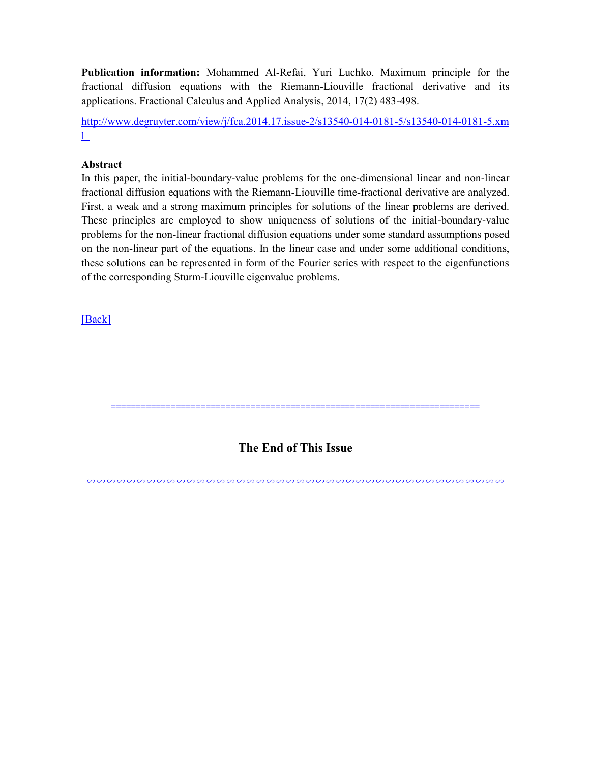**Publication information:** Mohammed Al-Refai, Yuri Luchko. Maximum principle for the fractional diffusion equations with the Riemann-Liouville fractional derivative and its applications. Fractional Calculus and Applied Analysis, 2014, 17(2) 483-498.

http://www.degruyter.com/view/j/fca.2014.17.issue-2/s13540-014-0181-5/s13540-014-0181-5.xml

**Abstract**

In this paper, the initial-boundary-value problems for the one-dimensional linear and non-linear fractional diffusion equations with the Riemann-Liouville time-fractional derivative are analyzed. First, a weak and a strong maximum principles for solutions of the linear problems are derived. These principles are employed to show uniqueness of solutions of the initial-boundary-value problems for the non-linear fractional diffusion equations under some standard assumptions posed on the non-linear part of the equations. In the linear case and under some additional conditions, these solutions can be represented in form of the Fourier series with respect to the eigenfunctions of the corresponding Sturm-Liouville eigenvalue problems.

[Back]

==========================================================================

## The End of This Issue

ᔕᔕᔕᔕᔕᔕᔕᔕᔕᔕᔕᔕᔕᔕᔕᔕᔕᔕᔕᔕᔕᔕᔕᔕᔕᔕᔕᔕᔕᔕᔕᔕᔕᔕᔕᔕᔕᔕᔕᔕᔕᔕ